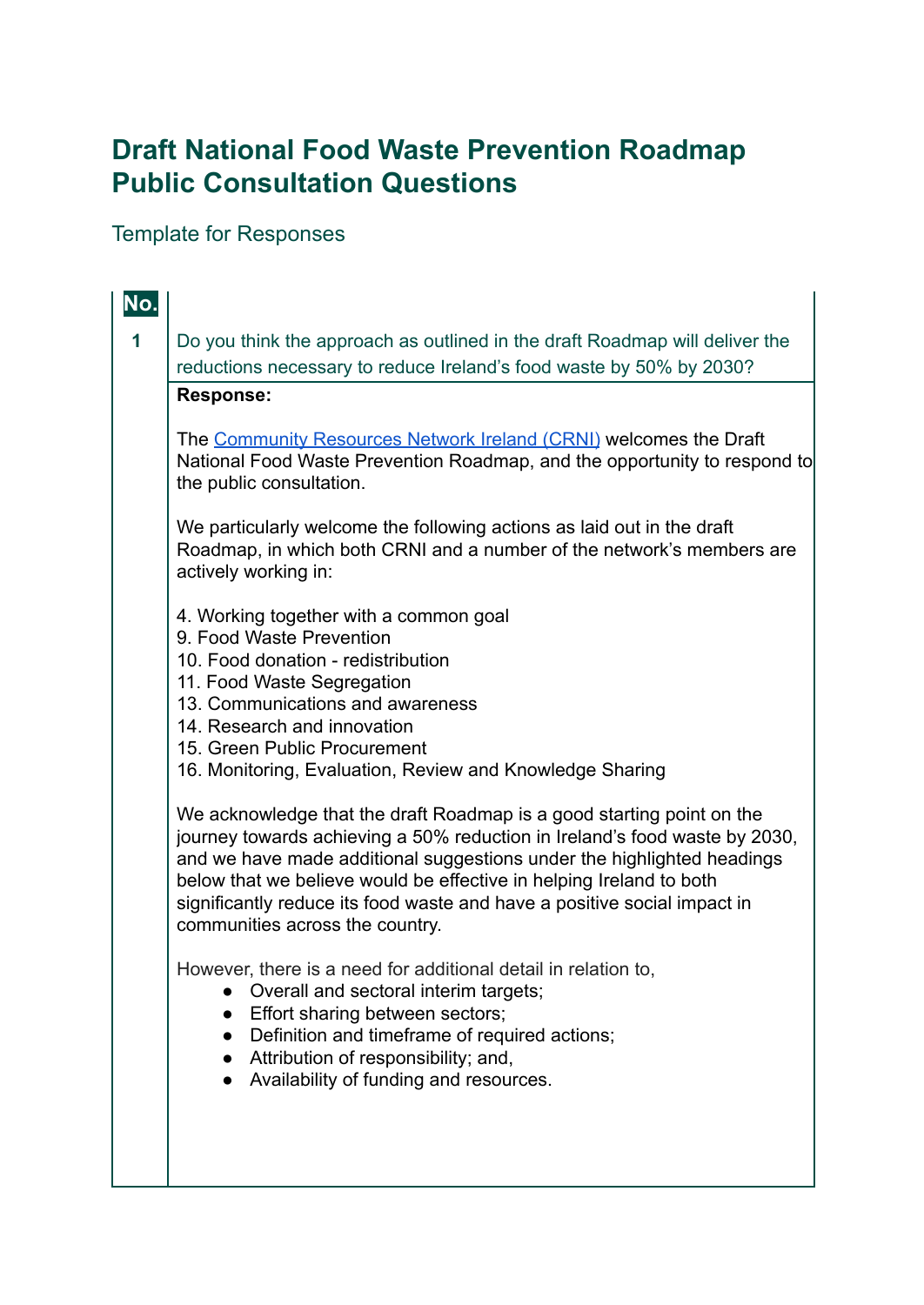# Draft National Food Waste Prevention Roadmap Public Consultation Questions

Template for Responses

| No. | |
|---|---|
| 1 | Do you think the approach as outlined in the draft Roadmap will deliver the reductions necessary to reduce Ireland's food waste by 50% by 2030? |
| | **Response:**<br><br>The [Community Resources Network Ireland (CRNI)]() welcomes the Draft National Food Waste Prevention Roadmap, and the opportunity to respond to the public consultation.<br><br>We particularly welcome the following actions as laid out in the draft Roadmap, in which both CRNI and a number of the network's members are actively working in:<br><br>4. Working together with a common goal<br>9. Food Waste Prevention<br>10. Food donation - redistribution<br>11. Food Waste Segregation<br>13. Communications and awareness<br>14. Research and innovation<br>15. Green Public Procurement<br>16. Monitoring, Evaluation, Review and Knowledge Sharing<br><br>We acknowledge that the draft Roadmap is a good starting point on the journey towards achieving a 50% reduction in Ireland's food waste by 2030, and we have made additional suggestions under the highlighted headings below that we believe would be effective in helping Ireland to both significantly reduce its food waste and have a positive social impact in communities across the country.<br><br>However, there is a need for additional detail in relation to,<br>● Overall and sectoral interim targets;<br>● Effort sharing between sectors;<br>● Definition and timeframe of required actions;<br>● Attribution of responsibility; and,<br>● Availability of funding and resources. |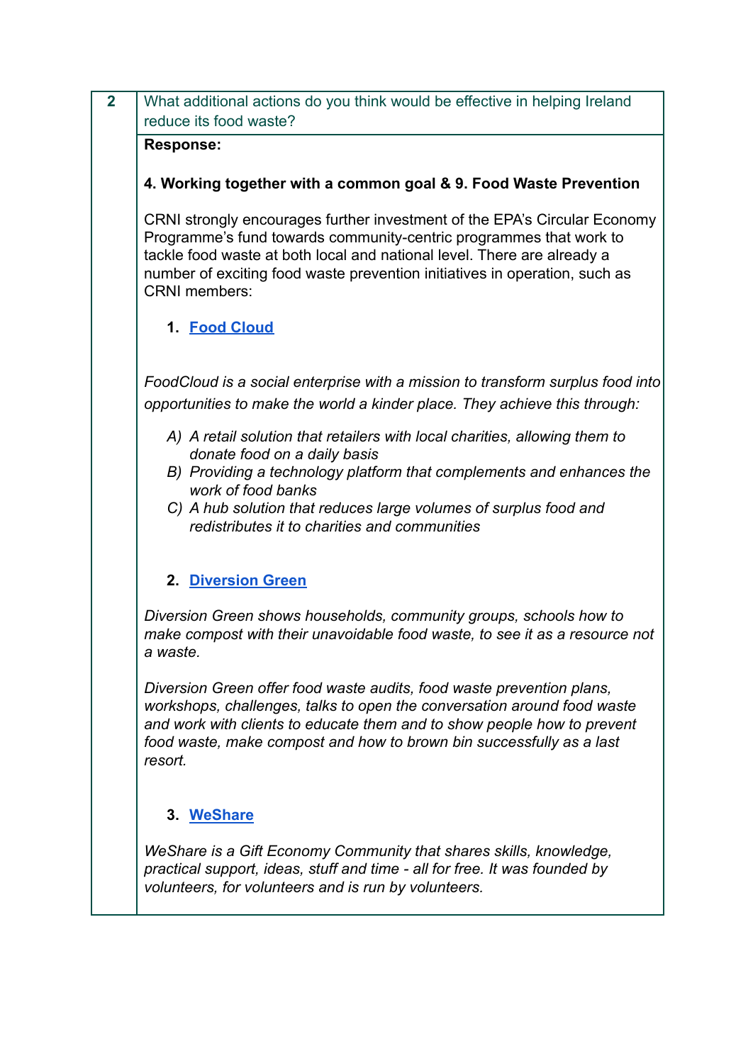| 2 | What additional actions do you think would be effective in helping Ireland reduce its food waste? |
|---|---|

**Response:**

**4. Working together with a common goal & 9. Food Waste Prevention**

CRNI strongly encourages further investment of the EPA's Circular Economy Programme's fund towards community-centric programmes that work to tackle food waste at both local and national level. There are already a number of exciting food waste prevention initiatives in operation, such as CRNI members:

1. **Food Cloud**

*FoodCloud is a social enterprise with a mission to transform surplus food into opportunities to make the world a kinder place. They achieve this through:*

*A) A retail solution that retailers with local charities, allowing them to donate food on a daily basis*
*B) Providing a technology platform that complements and enhances the work of food banks*
*C) A hub solution that reduces large volumes of surplus food and redistributes it to charities and communities*

2. **Diversion Green**

*Diversion Green shows households, community groups, schools how to make compost with their unavoidable food waste, to see it as a resource not a waste.*

*Diversion Green offer food waste audits, food waste prevention plans, workshops, challenges, talks to open the conversation around food waste and work with clients to educate them and to show people how to prevent food waste, make compost and how to brown bin successfully as a last resort.*

3. **WeShare**

*WeShare is a Gift Economy Community that shares skills, knowledge, practical support, ideas, stuff and time - all for free. It was founded by volunteers, for volunteers and is run by volunteers.*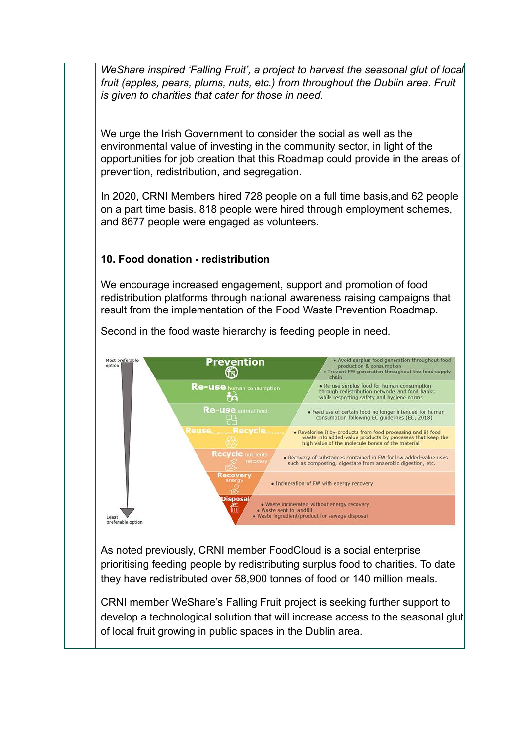*WeShare inspired 'Falling Fruit', a project to harvest the seasonal glut of local fruit (apples, pears, plums, nuts, etc.) from throughout the Dublin area. Fruit is given to charities that cater for those in need.*

We urge the Irish Government to consider the social as well as the environmental value of investing in the community sector, in light of the opportunities for job creation that this Roadmap could provide in the areas of prevention, redistribution, and segregation.

In 2020, CRNI Members hired 728 people on a full time basis,and 62 people on a part time basis. 818 people were hired through employment schemes, and 8677 people were engaged as volunteers.

**10. Food donation - redistribution**

We encourage increased engagement, support and promotion of food redistribution platforms through national awareness raising campaigns that result from the implementation of the Food Waste Prevention Roadmap.

Second in the food waste hierarchy is feeding people in need.

Most preferable option → Least preferable option

| Level | Description |
| --- | --- |
| Prevention | • Avoid surplus food generation throughout food production & consumption<br>• Prevent FW generation throughout the food supply chain |
| Re-use human consumption | • Re-use surplus food for human consumption through redistribution networks and food banks while respecting safety and hygiene norms |
| Re-use animal feed | • Feed use of certain food no longer intended for human consumption following EC guidelines (EC, 2018) |
| Reuse by-products / Recycle food waste | • Revalorise i) by-products from food processing and ii) food waste into added-value products by processes that keep the high value of the molecule bonds of the material |
| Recycle nutrients recovery | • Recovery of substances contained in FW for low added-value uses such as composting, digestate from anaerobic digestion, etc. |
| Recovery energy | • Incineration of FW with energy recovery |
| Disposal | • Waste incinerated without energy recovery<br>• Waste sent to landfill<br>• Waste ingredient/product for sewage disposal |

As noted previously, CRNI member FoodCloud is a social enterprise prioritising feeding people by redistributing surplus food to charities. To date they have redistributed over 58,900 tonnes of food or 140 million meals.

CRNI member WeShare's Falling Fruit project is seeking further support to develop a technological solution that will increase access to the seasonal glut of local fruit growing in public spaces in the Dublin area.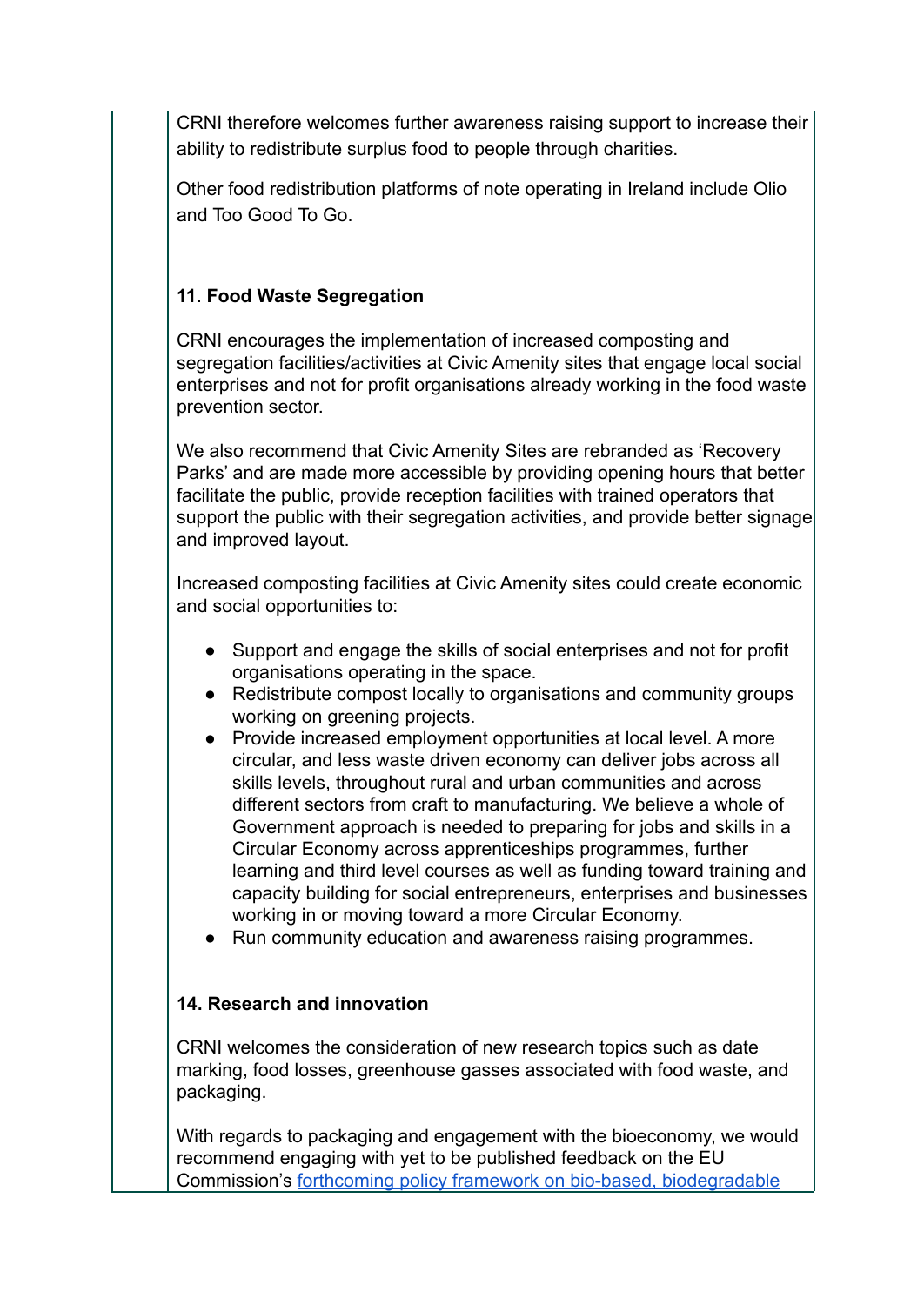CRNI therefore welcomes further awareness raising support to increase their ability to redistribute surplus food to people through charities.

Other food redistribution platforms of note operating in Ireland include Olio and Too Good To Go.

**11. Food Waste Segregation**

CRNI encourages the implementation of increased composting and segregation facilities/activities at Civic Amenity sites that engage local social enterprises and not for profit organisations already working in the food waste prevention sector.

We also recommend that Civic Amenity Sites are rebranded as 'Recovery Parks' and are made more accessible by providing opening hours that better facilitate the public, provide reception facilities with trained operators that support the public with their segregation activities, and provide better signage and improved layout.

Increased composting facilities at Civic Amenity sites could create economic and social opportunities to:

- Support and engage the skills of social enterprises and not for profit organisations operating in the space.
- Redistribute compost locally to organisations and community groups working on greening projects.
- Provide increased employment opportunities at local level. A more circular, and less waste driven economy can deliver jobs across all skills levels, throughout rural and urban communities and across different sectors from craft to manufacturing. We believe a whole of Government approach is needed to preparing for jobs and skills in a Circular Economy across apprenticeships programmes, further learning and third level courses as well as funding toward training and capacity building for social entrepreneurs, enterprises and businesses working in or moving toward a more Circular Economy.
- Run community education and awareness raising programmes.

**14. Research and innovation**

CRNI welcomes the consideration of new research topics such as date marking, food losses, greenhouse gasses associated with food waste, and packaging.

With regards to packaging and engagement with the bioeconomy, we would recommend engaging with yet to be published feedback on the EU Commission's forthcoming policy framework on bio-based, biodegradable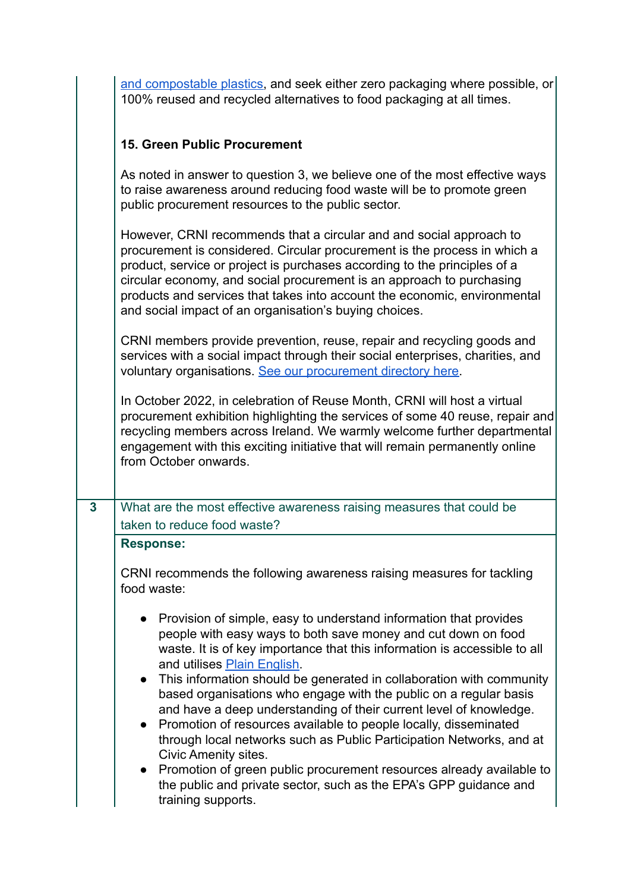and compostable plastics, and seek either zero packaging where possible, or 100% reused and recycled alternatives to food packaging at all times.

**15. Green Public Procurement**

As noted in answer to question 3, we believe one of the most effective ways to raise awareness around reducing food waste will be to promote green public procurement resources to the public sector.

However, CRNI recommends that a circular and and social approach to procurement is considered. Circular procurement is the process in which a product, service or project is purchases according to the principles of a circular economy, and social procurement is an approach to purchasing products and services that takes into account the economic, environmental and social impact of an organisation's buying choices.

CRNI members provide prevention, reuse, repair and recycling goods and services with a social impact through their social enterprises, charities, and voluntary organisations. See our procurement directory here.

In October 2022, in celebration of Reuse Month, CRNI will host a virtual procurement exhibition highlighting the services of some 40 reuse, repair and recycling members across Ireland. We warmly welcome further departmental engagement with this exciting initiative that will remain permanently online from October onwards.

| 3 | What are the most effective awareness raising measures that could be taken to reduce food waste? |
|---|---|

**Response:**

CRNI recommends the following awareness raising measures for tackling food waste:

- Provision of simple, easy to understand information that provides people with easy ways to both save money and cut down on food waste. It is of key importance that this information is accessible to all and utilises Plain English.
- This information should be generated in collaboration with community based organisations who engage with the public on a regular basis and have a deep understanding of their current level of knowledge.
- Promotion of resources available to people locally, disseminated through local networks such as Public Participation Networks, and at Civic Amenity sites.
- Promotion of green public procurement resources already available to the public and private sector, such as the EPA's GPP guidance and training supports.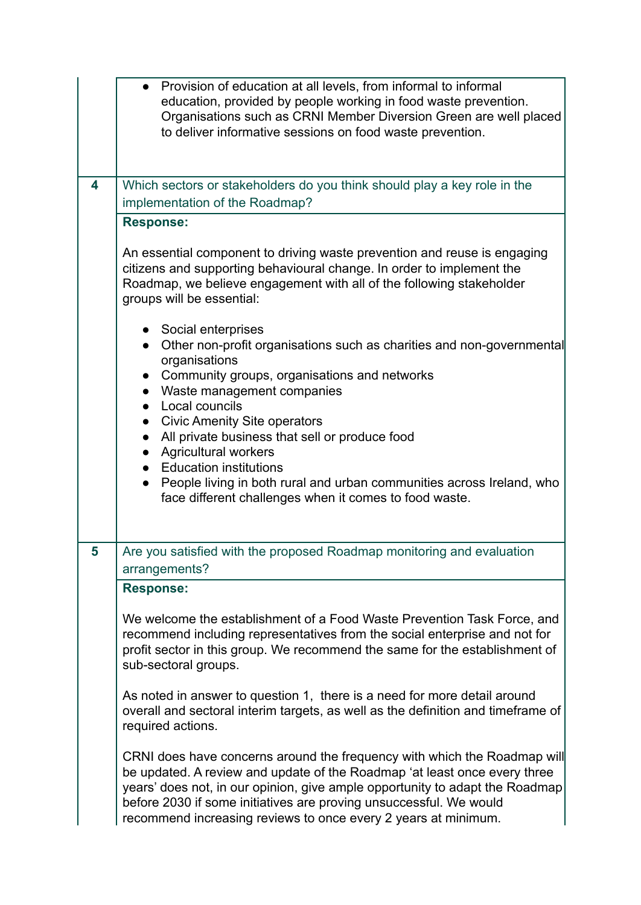| | |
|---|---|
| | • Provision of education at all levels, from informal to informal education, provided by people working in food waste prevention. Organisations such as CRNI Member Diversion Green are well placed to deliver informative sessions on food waste prevention. |
| **4** | Which sectors or stakeholders do you think should play a key role in the implementation of the Roadmap? |
| | **Response:**<br><br>An essential component to driving waste prevention and reuse is engaging citizens and supporting behavioural change. In order to implement the Roadmap, we believe engagement with all of the following stakeholder groups will be essential:<br><br>• Social enterprises<br>• Other non-profit organisations such as charities and non-governmental organisations<br>• Community groups, organisations and networks<br>• Waste management companies<br>• Local councils<br>• Civic Amenity Site operators<br>• All private business that sell or produce food<br>• Agricultural workers<br>• Education institutions<br>• People living in both rural and urban communities across Ireland, who face different challenges when it comes to food waste. |
| **5** | Are you satisfied with the proposed Roadmap monitoring and evaluation arrangements? |
| | **Response:**<br><br>We welcome the establishment of a Food Waste Prevention Task Force, and recommend including representatives from the social enterprise and not for profit sector in this group. We recommend the same for the establishment of sub-sectoral groups.<br><br>As noted in answer to question 1, there is a need for more detail around overall and sectoral interim targets, as well as the definition and timeframe of required actions.<br><br>CRNI does have concerns around the frequency with which the Roadmap will be updated. A review and update of the Roadmap 'at least once every three years' does not, in our opinion, give ample opportunity to adapt the Roadmap before 2030 if some initiatives are proving unsuccessful. We would recommend increasing reviews to once every 2 years at minimum. |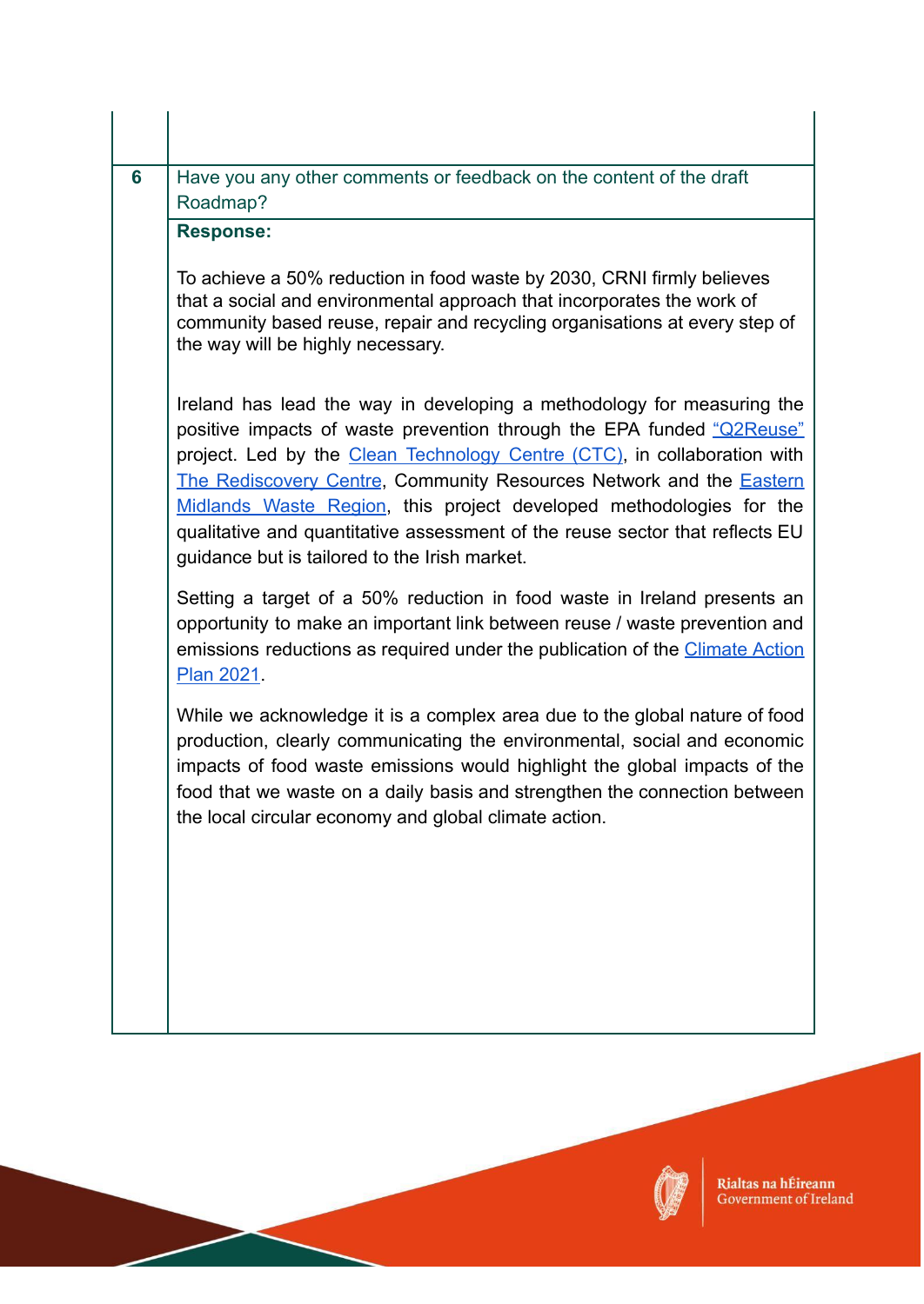| | |
|---|---|
| 6 | Have you any other comments or feedback on the content of the draft Roadmap? |
| | **Response:**<br><br>To achieve a 50% reduction in food waste by 2030, CRNI firmly believes that a social and environmental approach that incorporates the work of community based reuse, repair and recycling organisations at every step of the way will be highly necessary.<br><br>Ireland has lead the way in developing a methodology for measuring the positive impacts of waste prevention through the EPA funded "Q2Reuse" project. Led by the Clean Technology Centre (CTC), in collaboration with The Rediscovery Centre, Community Resources Network and the Eastern Midlands Waste Region, this project developed methodologies for the qualitative and quantitative assessment of the reuse sector that reflects EU guidance but is tailored to the Irish market.<br><br>Setting a target of a 50% reduction in food waste in Ireland presents an opportunity to make an important link between reuse / waste prevention and emissions reductions as required under the publication of the Climate Action Plan 2021.<br><br>While we acknowledge it is a complex area due to the global nature of food production, clearly communicating the environmental, social and economic impacts of food waste emissions would highlight the global impacts of the food that we waste on a daily basis and strengthen the connection between the local circular economy and global climate action. |